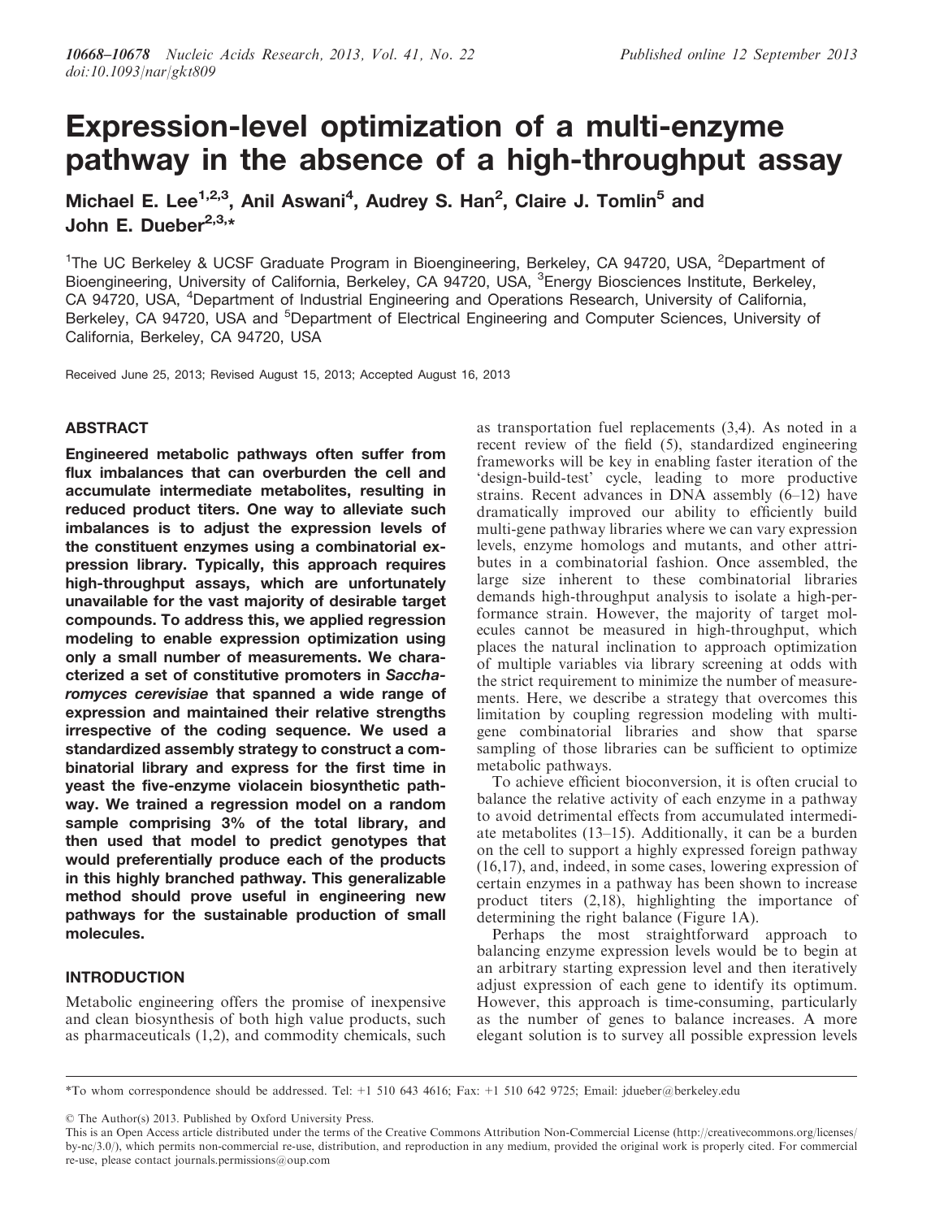# Expression-level optimization of a multi-enzyme pathway in the absence of a high-throughput assay

Michael E. Lee[1,2,3], Anil Aswani[4], Audrey S. Han[2], Claire J. Tomlin[5] and John E. Dueber[2,3,*]

[1]The UC Berkeley & UCSF Graduate Program in Bioengineering, Berkeley, CA 94720, USA, [2]Department of Bioengineering, University of California, Berkeley, CA 94720, USA, [3]Energy Biosciences Institute, Berkeley, CA 94720, USA, [4]Department of Industrial Engineering and Operations Research, University of California, Berkeley, CA 94720, USA and [5]Department of Electrical Engineering and Computer Sciences, University of California, Berkeley, CA 94720, USA

Received June 25, 2013; Revised August 15, 2013; Accepted August 16, 2013

## ABSTRACT

**Engineered metabolic pathways often suffer from flux imbalances that can overburden the cell and accumulate intermediate metabolites, resulting in reduced product titers. One way to alleviate such imbalances is to adjust the expression levels of the constituent enzymes using a combinatorial expression library. Typically, this approach requires high-throughput assays, which are unfortunately unavailable for the vast majority of desirable target compounds. To address this, we applied regression modeling to enable expression optimization using only a small number of measurements. We characterized a set of constitutive promoters in *Saccharomyces cerevisiae* that spanned a wide range of expression and maintained their relative strengths irrespective of the coding sequence. We used a standardized assembly strategy to construct a combinatorial library and express for the first time in yeast the five-enzyme violacein biosynthetic pathway. We trained a regression model on a random sample comprising 3% of the total library, and then used that model to predict genotypes that would preferentially produce each of the products in this highly branched pathway. This generalizable method should prove useful in engineering new pathways for the sustainable production of small molecules.**

## INTRODUCTION

Metabolic engineering offers the promise of inexpensive and clean biosynthesis of both high value products, such as pharmaceuticals (1,2), and commodity chemicals, such as transportation fuel replacements (3,4). As noted in a recent review of the field (5), standardized engineering frameworks will be key in enabling faster iteration of the 'design-build-test' cycle, leading to more productive strains. Recent advances in DNA assembly (6–12) have dramatically improved our ability to efficiently build multi-gene pathway libraries where we can vary expression levels, enzyme homologs and mutants, and other attributes in a combinatorial fashion. Once assembled, the large size inherent to these combinatorial libraries demands high-throughput analysis to isolate a high-performance strain. However, the majority of target molecules cannot be measured in high-throughput, which places the natural inclination to approach optimization of multiple variables via library screening at odds with the strict requirement to minimize the number of measurements. Here, we describe a strategy that overcomes this limitation by coupling regression modeling with multi-gene combinatorial libraries and show that sparse sampling of those libraries can be sufficient to optimize metabolic pathways.

To achieve efficient bioconversion, it is often crucial to balance the relative activity of each enzyme in a pathway to avoid detrimental effects from accumulated intermediate metabolites (13–15). Additionally, it can be a burden on the cell to support a highly expressed foreign pathway (16,17), and, indeed, in some cases, lowering expression of certain enzymes in a pathway has been shown to increase product titers (2,18), highlighting the importance of determining the right balance (Figure 1A).

Perhaps the most straightforward approach to balancing enzyme expression levels would be to begin at an arbitrary starting expression level and then iteratively adjust expression of each gene to identify its optimum. However, this approach is time-consuming, particularly as the number of genes to balance increases. A more elegant solution is to survey all possible expression levels

*To whom correspondence should be addressed. Tel: +1 510 643 4616; Fax: +1 510 642 9725; Email: jdueber@berkeley.edu

© The Author(s) 2013. Published by Oxford University Press.
This is an Open Access article distributed under the terms of the Creative Commons Attribution Non-Commercial License (http://creativecommons.org/licenses/by-nc/3.0/), which permits non-commercial re-use, distribution, and reproduction in any medium, provided the original work is properly cited. For commercial re-use, please contact journals.permissions@oup.com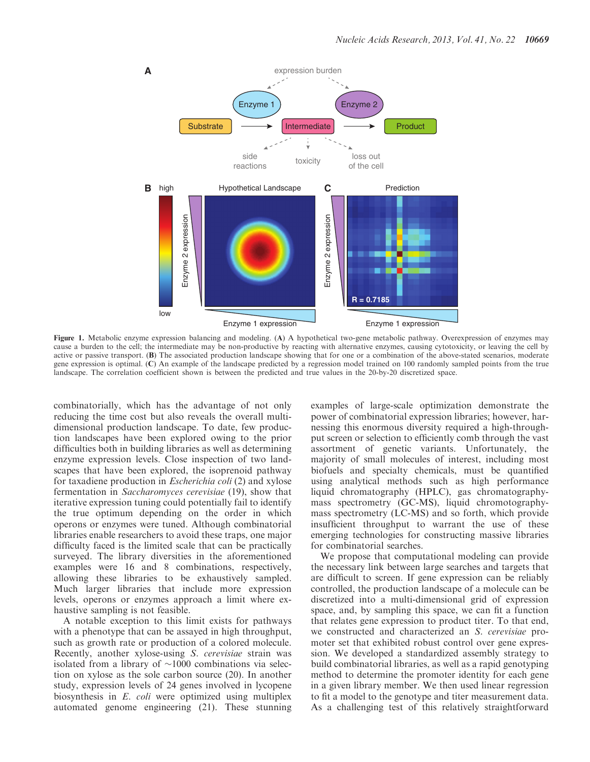A

expression burden

Enzyme 1

Enzyme 2

Substrate

Intermediate

Product

side reactions

toxicity

loss out of the cell

B

high

low

Hypothetical Landscape

Enzyme 2 expression

Enzyme 1 expression

C

Prediction

Enzyme 2 expression

R = 0.7185

Enzyme 1 expression

**Figure 1.** Metabolic enzyme expression balancing and modeling. (**A**) A hypothetical two-gene metabolic pathway. Overexpression of enzymes may cause a burden to the cell; the intermediate may be non-productive by reacting with alternative enzymes, causing cytotoxicity, or leaving the cell by active or passive transport. (**B**) The associated production landscape showing that for one or a combination of the above-stated scenarios, moderate gene expression is optimal. (**C**) An example of the landscape predicted by a regression model trained on 100 randomly sampled points from the true landscape. The correlation coefficient shown is between the predicted and true values in the 20-by-20 discretized space.

combinatorially, which has the advantage of not only reducing the time cost but also reveals the overall multi-dimensional production landscape. To date, few production landscapes have been explored owing to the prior difficulties both in building libraries as well as determining enzyme expression levels. Close inspection of two landscapes that have been explored, the isoprenoid pathway for taxadiene production in *Escherichia coli* (2) and xylose fermentation in *Saccharomyces cerevisiae* (19), show that iterative expression tuning could potentially fail to identify the true optimum depending on the order in which operons or enzymes were tuned. Although combinatorial libraries enable researchers to avoid these traps, one major difficulty faced is the limited scale that can be practically surveyed. The library diversities in the aforementioned examples were 16 and 8 combinations, respectively, allowing these libraries to be exhaustively sampled. Much larger libraries that include more expression levels, operons or enzymes approach a limit where exhaustive sampling is not feasible.

A notable exception to this limit exists for pathways with a phenotype that can be assayed in high throughput, such as growth rate or production of a colored molecule. Recently, another xylose-using *S. cerevisiae* strain was isolated from a library of ~1000 combinations via selection on xylose as the sole carbon source (20). In another study, expression levels of 24 genes involved in lycopene biosynthesis in *E. coli* were optimized using multiplex automated genome engineering (21). These stunning examples of large-scale optimization demonstrate the power of combinatorial expression libraries; however, harnessing this enormous diversity required a high-throughput screen or selection to efficiently comb through the vast assortment of genetic variants. Unfortunately, the majority of small molecules of interest, including most biofuels and specialty chemicals, must be quantified using analytical methods such as high performance liquid chromatography (HPLC), gas chromatography-mass spectrometry (GC-MS), liquid chromatography-mass spectrometry (LC-MS) and so forth, which provide insufficient throughput to warrant the use of these emerging technologies for constructing massive libraries for combinatorial searches.

We propose that computational modeling can provide the necessary link between large searches and targets that are difficult to screen. If gene expression can be reliably controlled, the production landscape of a molecule can be discretized into a multi-dimensional grid of expression space, and, by sampling this space, we can fit a function that relates gene expression to product titer. To that end, we constructed and characterized an *S. cerevisiae* promoter set that exhibited robust control over gene expression. We developed a standardized assembly strategy to build combinatorial libraries, as well as a rapid genotyping method to determine the promoter identity for each gene in a given library member. We then used linear regression to fit a model to the genotype and titer measurement data. As a challenging test of this relatively straightforward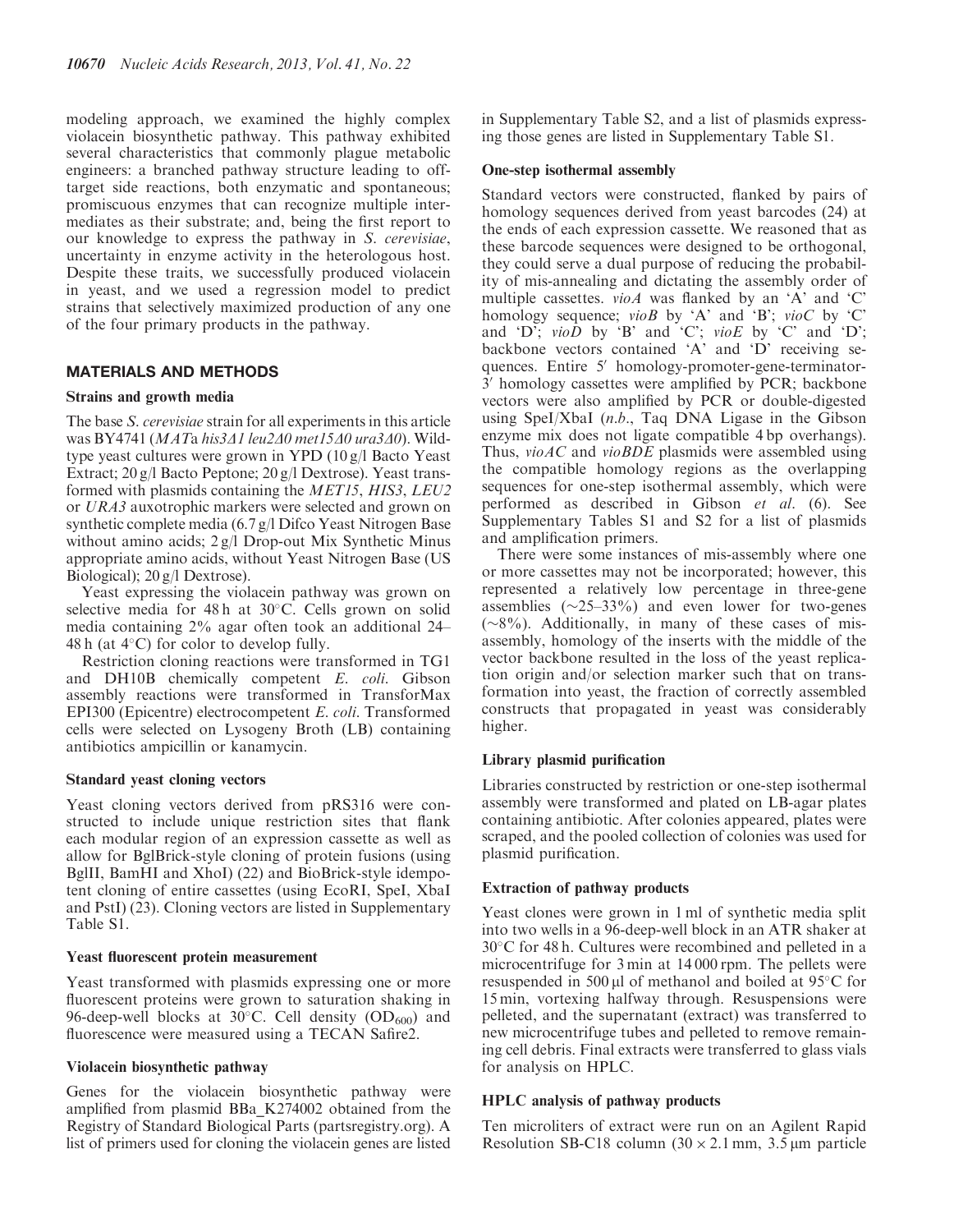modeling approach, we examined the highly complex violacein biosynthetic pathway. This pathway exhibited several characteristics that commonly plague metabolic engineers: a branched pathway structure leading to off-target side reactions, both enzymatic and spontaneous; promiscuous enzymes that can recognize multiple intermediates as their substrate; and, being the first report to our knowledge to express the pathway in *S. cerevisiae*, uncertainty in enzyme activity in the heterologous host. Despite these traits, we successfully produced violacein in yeast, and we used a regression model to predict strains that selectively maximized production of any one of the four primary products in the pathway.

## MATERIALS AND METHODS

### Strains and growth media

The base *S. cerevisiae* strain for all experiments in this article was BY4741 (*MAT*a *his3Δ1 leu2Δ0 met15Δ0 ura3Δ0*). Wild-type yeast cultures were grown in YPD (10 g/l Bacto Yeast Extract; 20 g/l Bacto Peptone; 20 g/l Dextrose). Yeast transformed with plasmids containing the *MET15*, *HIS3*, *LEU2* or *URA3* auxotrophic markers were selected and grown on synthetic complete media (6.7 g/l Difco Yeast Nitrogen Base without amino acids; 2 g/l Drop-out Mix Synthetic Minus appropriate amino acids, without Yeast Nitrogen Base (US Biological); 20 g/l Dextrose).

Yeast expressing the violacein pathway was grown on selective media for 48 h at 30°C. Cells grown on solid media containing 2% agar often took an additional 24–48 h (at 4°C) for color to develop fully.

Restriction cloning reactions were transformed in TG1 and DH10B chemically competent *E. coli*. Gibson assembly reactions were transformed in TransforMax EPI300 (Epicentre) electrocompetent *E. coli*. Transformed cells were selected on Lysogeny Broth (LB) containing antibiotics ampicillin or kanamycin.

### Standard yeast cloning vectors

Yeast cloning vectors derived from pRS316 were constructed to include unique restriction sites that flank each modular region of an expression cassette as well as allow for BglBrick-style cloning of protein fusions (using BglII, BamHI and XhoI) (22) and BioBrick-style idempotent cloning of entire cassettes (using EcoRI, SpeI, XbaI and PstI) (23). Cloning vectors are listed in Supplementary Table S1.

### Yeast fluorescent protein measurement

Yeast transformed with plasmids expressing one or more fluorescent proteins were grown to saturation shaking in 96-deep-well blocks at 30°C. Cell density ($OD_{600}$) and fluorescence were measured using a TECAN Safire2.

### Violacein biosynthetic pathway

Genes for the violacein biosynthetic pathway were amplified from plasmid BBa_K274002 obtained from the Registry of Standard Biological Parts (partsregistry.org). A list of primers used for cloning the violacein genes are listed in Supplementary Table S2, and a list of plasmids expressing those genes are listed in Supplementary Table S1.

### One-step isothermal assembly

Standard vectors were constructed, flanked by pairs of homology sequences derived from yeast barcodes (24) at the ends of each expression cassette. We reasoned that as these barcode sequences were designed to be orthogonal, they could serve a dual purpose of reducing the probability of mis-annealing and dictating the assembly order of multiple cassettes. *vioA* was flanked by an 'A' and 'C' homology sequence; *vioB* by 'A' and 'B'; *vioC* by 'C' and 'D'; *vioD* by 'B' and 'C'; *vioE* by 'C' and 'D'; backbone vectors contained 'A' and 'D' receiving sequences. Entire 5′ homology-promoter-gene-terminator-3′ homology cassettes were amplified by PCR; backbone vectors were also amplified by PCR or double-digested using SpeI/XbaI (*n.b.*, Taq DNA Ligase in the Gibson enzyme mix does not ligate compatible 4 bp overhangs). Thus, *vioAC* and *vioBDE* plasmids were assembled using the compatible homology regions as the overlapping sequences for one-step isothermal assembly, which were performed as described in Gibson *et al.* (6). See Supplementary Tables S1 and S2 for a list of plasmids and amplification primers.

There were some instances of mis-assembly where one or more cassettes may not be incorporated; however, this represented a relatively low percentage in three-gene assemblies (∼25–33%) and even lower for two-genes (∼8%). Additionally, in many of these cases of mis-assembly, homology of the inserts with the middle of the vector backbone resulted in the loss of the yeast replication origin and/or selection marker such that on transformation into yeast, the fraction of correctly assembled constructs that propagated in yeast was considerably higher.

### Library plasmid purification

Libraries constructed by restriction or one-step isothermal assembly were transformed and plated on LB-agar plates containing antibiotic. After colonies appeared, plates were scraped, and the pooled collection of colonies was used for plasmid purification.

### Extraction of pathway products

Yeast clones were grown in 1 ml of synthetic media split into two wells in a 96-deep-well block in an ATR shaker at 30°C for 48 h. Cultures were recombined and pelleted in a microcentrifuge for 3 min at 14 000 rpm. The pellets were resuspended in 500 μl of methanol and boiled at 95°C for 15 min, vortexing halfway through. Resuspensions were pelleted, and the supernatant (extract) was transferred to new microcentrifuge tubes and pelleted to remove remaining cell debris. Final extracts were transferred to glass vials for analysis on HPLC.

### HPLC analysis of pathway products

Ten microliters of extract were run on an Agilent Rapid Resolution SB-C18 column (30 × 2.1 mm, 3.5 μm particle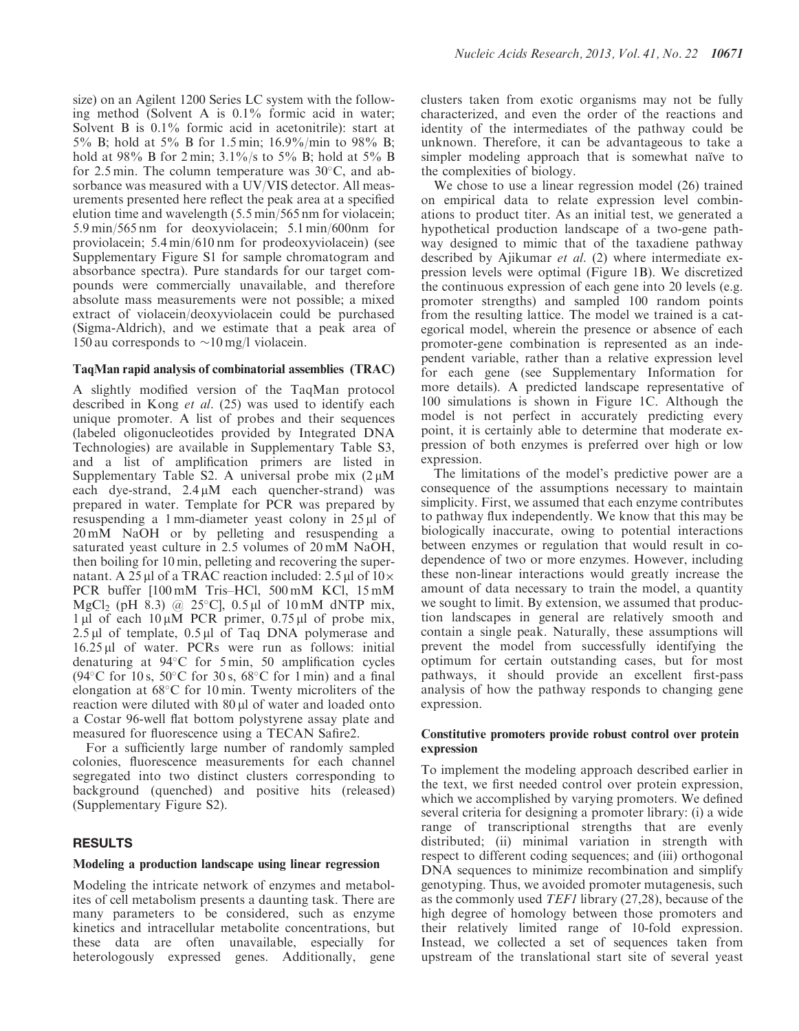size) on an Agilent 1200 Series LC system with the following method (Solvent A is 0.1% formic acid in water; Solvent B is 0.1% formic acid in acetonitrile): start at 5% B; hold at 5% B for 1.5 min; 16.9%/min to 98% B; hold at 98% B for 2 min; 3.1%/s to 5% B; hold at 5% B for 2.5 min. The column temperature was 30°C, and absorbance was measured with a UV/VIS detector. All measurements presented here reflect the peak area at a specified elution time and wavelength (5.5 min/565 nm for violacein; 5.9 min/565 nm for deoxyviolacein; 5.1 min/600nm for proviolacein; 5.4 min/610 nm for prodeoxyviolacein) (see Supplementary Figure S1 for sample chromatogram and absorbance spectra). Pure standards for our target compounds were commercially unavailable, and therefore absolute mass measurements were not possible; a mixed extract of violacein/deoxyviolacein could be purchased (Sigma-Aldrich), and we estimate that a peak area of 150 au corresponds to ~10 mg/l violacein.

### TaqMan rapid analysis of combinatorial assemblies (TRAC)

A slightly modified version of the TaqMan protocol described in Kong *et al.* (25) was used to identify each unique promoter. A list of probes and their sequences (labeled oligonucleotides provided by Integrated DNA Technologies) are available in Supplementary Table S3, and a list of amplification primers are listed in Supplementary Table S2. A universal probe mix (2 μM each dye-strand, 2.4 μM each quencher-strand) was prepared in water. Template for PCR was prepared by resuspending a 1 mm-diameter yeast colony in 25 μl of 20 mM NaOH or by pelleting and resuspending a saturated yeast culture in 2.5 volumes of 20 mM NaOH, then boiling for 10 min, pelleting and recovering the supernatant. A 25 μl of a TRAC reaction included: 2.5 μl of 10× PCR buffer [100 mM Tris–HCl, 500 mM KCl, 15 mM $MgCl_2$ (pH 8.3) @ 25°C], 0.5 μl of 10 mM dNTP mix, 1 μl of each 10 μM PCR primer, 0.75 μl of probe mix, 2.5 μl of template, 0.5 μl of Taq DNA polymerase and 16.25 μl of water. PCRs were run as follows: initial denaturing at 94°C for 5 min, 50 amplification cycles (94°C for 10 s, 50°C for 30 s, 68°C for 1 min) and a final elongation at 68°C for 10 min. Twenty microliters of the reaction were diluted with 80 μl of water and loaded onto a Costar 96-well flat bottom polystyrene assay plate and measured for fluorescence using a TECAN Safire2.

For a sufficiently large number of randomly sampled colonies, fluorescence measurements for each channel segregated into two distinct clusters corresponding to background (quenched) and positive hits (released) (Supplementary Figure S2).

## RESULTS

### Modeling a production landscape using linear regression

Modeling the intricate network of enzymes and metabolites of cell metabolism presents a daunting task. There are many parameters to be considered, such as enzyme kinetics and intracellular metabolite concentrations, but these data are often unavailable, especially for heterologously expressed genes. Additionally, gene clusters taken from exotic organisms may not be fully characterized, and even the order of the reactions and identity of the intermediates of the pathway could be unknown. Therefore, it can be advantageous to take a simpler modeling approach that is somewhat naïve to the complexities of biology.

We chose to use a linear regression model (26) trained on empirical data to relate expression level combinations to product titer. As an initial test, we generated a hypothetical production landscape of a two-gene pathway designed to mimic that of the taxadiene pathway described by Ajikumar *et al.* (2) where intermediate expression levels were optimal (Figure 1B). We discretized the continuous expression of each gene into 20 levels (e.g. promoter strengths) and sampled 100 random points from the resulting lattice. The model we trained is a categorical model, wherein the presence or absence of each promoter-gene combination is represented as an independent variable, rather than a relative expression level for each gene (see Supplementary Information for more details). A predicted landscape representative of 100 simulations is shown in Figure 1C. Although the model is not perfect in accurately predicting every point, it is certainly able to determine that moderate expression of both enzymes is preferred over high or low expression.

The limitations of the model's predictive power are a consequence of the assumptions necessary to maintain simplicity. First, we assumed that each enzyme contributes to pathway flux independently. We know that this may be biologically inaccurate, owing to potential interactions between enzymes or regulation that would result in codependence of two or more enzymes. However, including these non-linear interactions would greatly increase the amount of data necessary to train the model, a quantity we sought to limit. By extension, we assumed that production landscapes in general are relatively smooth and contain a single peak. Naturally, these assumptions will prevent the model from successfully identifying the optimum for certain outstanding cases, but for most pathways, it should provide an excellent first-pass analysis of how the pathway responds to changing gene expression.

### Constitutive promoters provide robust control over protein expression

To implement the modeling approach described earlier in the text, we first needed control over protein expression, which we accomplished by varying promoters. We defined several criteria for designing a promoter library: (i) a wide range of transcriptional strengths that are evenly distributed; (ii) minimal variation in strength with respect to different coding sequences; and (iii) orthogonal DNA sequences to minimize recombination and simplify genotyping. Thus, we avoided promoter mutagenesis, such as the commonly used *TEF1* library (27,28), because of the high degree of homology between those promoters and their relatively limited range of 10-fold expression. Instead, we collected a set of sequences taken from upstream of the translational start site of several yeast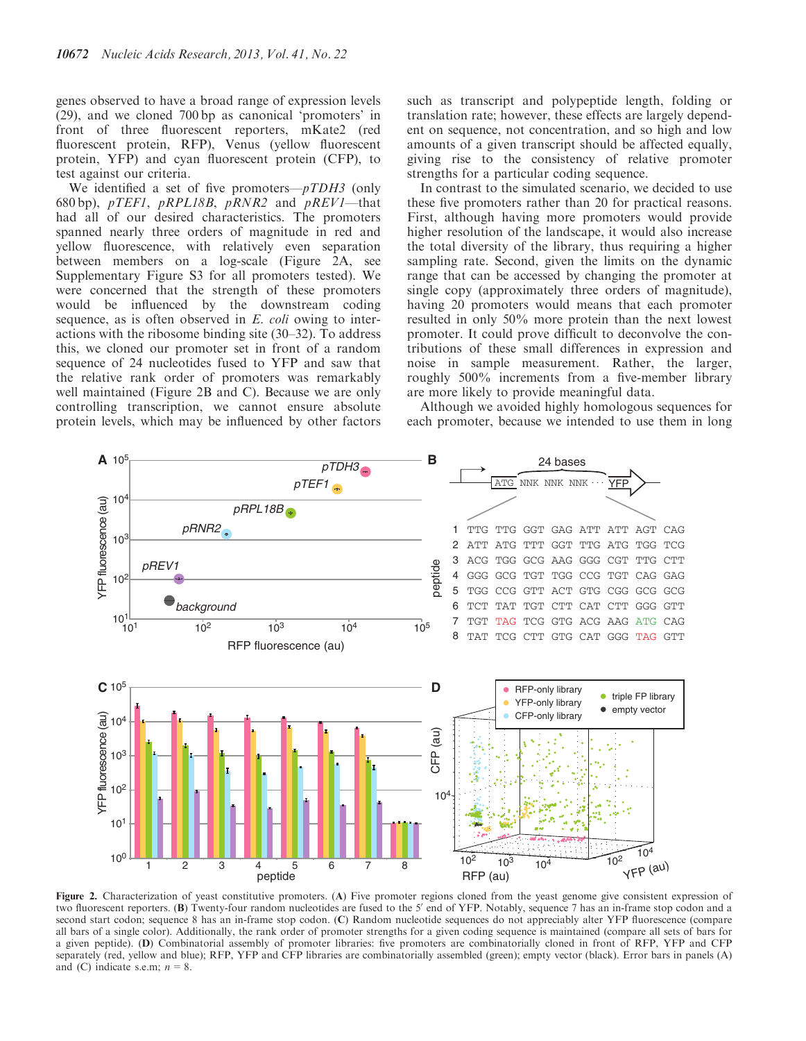genes observed to have a broad range of expression levels (29), and we cloned 700 bp as canonical 'promoters' in front of three fluorescent reporters, mKate2 (red fluorescent protein, RFP), Venus (yellow fluorescent protein, YFP) and cyan fluorescent protein (CFP), to test against our criteria.

We identified a set of five promoters—*pTDH3* (only 680 bp), *pTEF1*, *pRPL18B*, *pRNR2* and *pREV1*—that had all of our desired characteristics. The promoters spanned nearly three orders of magnitude in red and yellow fluorescence, with relatively even separation between members on a log-scale (Figure 2A, see Supplementary Figure S3 for all promoters tested). We were concerned that the strength of these promoters would be influenced by the downstream coding sequence, as is often observed in *E. coli* owing to interactions with the ribosome binding site (30–32). To address this, we cloned our promoter set in front of a random sequence of 24 nucleotides fused to YFP and saw that the relative rank order of promoters was remarkably well maintained (Figure 2B and C). Because we are only controlling transcription, we cannot ensure absolute protein levels, which may be influenced by other factors such as transcript and polypeptide length, folding or translation rate; however, these effects are largely dependent on sequence, not concentration, and so high and low amounts of a given transcript should be affected equally, giving rise to the consistency of relative promoter strengths for a particular coding sequence.

In contrast to the simulated scenario, we decided to use these five promoters rather than 20 for practical reasons. First, although having more promoters would provide higher resolution of the landscape, it would also increase the total diversity of the library, thus requiring a higher sampling rate. Second, given the limits on the dynamic range that can be accessed by changing the promoter at single copy (approximately three orders of magnitude), having 20 promoters would means that each promoter resulted in only 50% more protein than the next lowest promoter. It could prove difficult to deconvolve the contributions of these small differences in expression and noise in sample measurement. Rather, the larger, roughly 500% increments from a five-member library are more likely to provide meaningful data.

Although we avoided highly homologous sequences for each promoter, because we intended to use them in long

**Figure 2.** Characterization of yeast constitutive promoters. (**A**) Five promoter regions cloned from the yeast genome give consistent expression of two fluorescent reporters. (**B**) Twenty-four random nucleotides are fused to the 5′ end of YFP. Notably, sequence 7 has an in-frame stop codon and a second start codon; sequence 8 has an in-frame stop codon. (**C**) Random nucleotide sequences do not appreciably alter YFP fluorescence (compare all bars of a single color). Additionally, the rank order of promoter strengths for a given coding sequence is maintained (compare all sets of bars for a given peptide). (**D**) Combinatorial assembly of promoter libraries: five promoters are combinatorially cloned in front of RFP, YFP and CFP separately (red, yellow and blue); RFP, YFP and CFP libraries are combinatorially assembled (green); empty vector (black). Error bars in panels (A) and (C) indicate s.e.m; $n = 8$.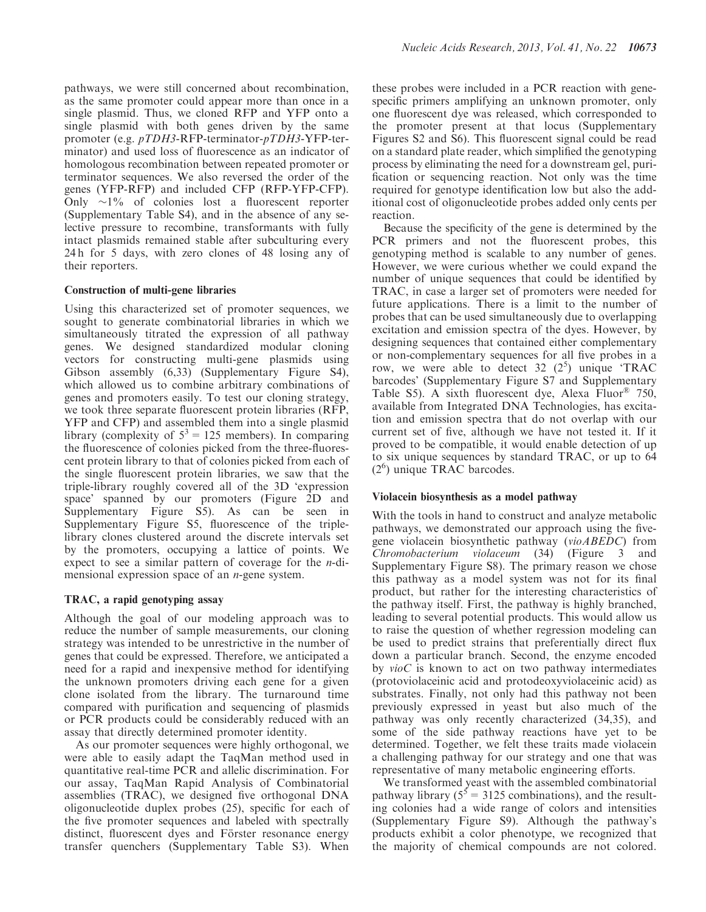pathways, we were still concerned about recombination, as the same promoter could appear more than once in a single plasmid. Thus, we cloned RFP and YFP onto a single plasmid with both genes driven by the same promoter (e.g. *pTDH3*-RFP-terminator-*pTDH3*-YFP-terminator) and used loss of fluorescence as an indicator of homologous recombination between repeated promoter or terminator sequences. We also reversed the order of the genes (YFP-RFP) and included CFP (RFP-YFP-CFP). Only ~1% of colonies lost a fluorescent reporter (Supplementary Table S4), and in the absence of any selective pressure to recombine, transformants with fully intact plasmids remained stable after subculturing every 24 h for 5 days, with zero clones of 48 losing any of their reporters.

### Construction of multi-gene libraries

Using this characterized set of promoter sequences, we sought to generate combinatorial libraries in which we simultaneously titrated the expression of all pathway genes. We designed standardized modular cloning vectors for constructing multi-gene plasmids using Gibson assembly (6,33) (Supplementary Figure S4), which allowed us to combine arbitrary combinations of genes and promoters easily. To test our cloning strategy, we took three separate fluorescent protein libraries (RFP, YFP and CFP) and assembled them into a single plasmid library (complexity of $5^3 = 125$ members). In comparing the fluorescence of colonies picked from the three-fluorescent protein library to that of colonies picked from each of the single fluorescent protein libraries, we saw that the triple-library roughly covered all of the 3D 'expression space' spanned by our promoters (Figure 2D and Supplementary Figure S5). As can be seen in Supplementary Figure S5, fluorescence of the triple-library clones clustered around the discrete intervals set by the promoters, occupying a lattice of points. We expect to see a similar pattern of coverage for the *n*-dimensional expression space of an *n*-gene system.

### TRAC, a rapid genotyping assay

Although the goal of our modeling approach was to reduce the number of sample measurements, our cloning strategy was intended to be unrestrictive in the number of genes that could be expressed. Therefore, we anticipated a need for a rapid and inexpensive method for identifying the unknown promoters driving each gene for a given clone isolated from the library. The turnaround time compared with purification and sequencing of plasmids or PCR products could be considerably reduced with an assay that directly determined promoter identity.

As our promoter sequences were highly orthogonal, we were able to easily adapt the TaqMan method used in quantitative real-time PCR and allelic discrimination. For our assay, TaqMan Rapid Analysis of Combinatorial assemblies (TRAC), we designed five orthogonal DNA oligonucleotide duplex probes (25), specific for each of the five promoter sequences and labeled with spectrally distinct, fluorescent dyes and Förster resonance energy transfer quenchers (Supplementary Table S3). When these probes were included in a PCR reaction with gene-specific primers amplifying an unknown promoter, only one fluorescent dye was released, which corresponded to the promoter present at that locus (Supplementary Figures S2 and S6). This fluorescent signal could be read on a standard plate reader, which simplified the genotyping process by eliminating the need for a downstream gel, purification or sequencing reaction. Not only was the time required for genotype identification low but also the additional cost of oligonucleotide probes added only cents per reaction.

Because the specificity of the gene is determined by the PCR primers and not the fluorescent probes, this genotyping method is scalable to any number of genes. However, we were curious whether we could expand the number of unique sequences that could be identified by TRAC, in case a larger set of promoters were needed for future applications. There is a limit to the number of probes that can be used simultaneously due to overlapping excitation and emission spectra of the dyes. However, by designing sequences that contained either complementary or non-complementary sequences for all five probes in a row, we were able to detect 32 ($2^5$) unique 'TRAC barcodes' (Supplementary Figure S7 and Supplementary Table S5). A sixth fluorescent dye, Alexa Fluor® 750, available from Integrated DNA Technologies, has excitation and emission spectra that do not overlap with our current set of five, although we have not tested it. If it proved to be compatible, it would enable detection of up to six unique sequences by standard TRAC, or up to 64 ($2^6$) unique TRAC barcodes.

### Violacein biosynthesis as a model pathway

With the tools in hand to construct and analyze metabolic pathways, we demonstrated our approach using the five-gene violacein biosynthetic pathway (*vioABEDC*) from *Chromobacterium violaceum* (34) (Figure 3 and Supplementary Figure S8). The primary reason we chose this pathway as a model system was not for its final product, but rather for the interesting characteristics of the pathway itself. First, the pathway is highly branched, leading to several potential products. This would allow us to raise the question of whether regression modeling can be used to predict strains that preferentially direct flux down a particular branch. Second, the enzyme encoded by *vioC* is known to act on two pathway intermediates (protoviolaceinic acid and protodeoxyviolaceinic acid) as substrates. Finally, not only had this pathway not been previously expressed in yeast but also much of the pathway was only recently characterized (34,35), and some of the side pathway reactions have yet to be determined. Together, we felt these traits made violacein a challenging pathway for our strategy and one that was representative of many metabolic engineering efforts.

We transformed yeast with the assembled combinatorial pathway library ($5^5 = 3125$ combinations), and the resulting colonies had a wide range of colors and intensities (Supplementary Figure S9). Although the pathway's products exhibit a color phenotype, we recognized that the majority of chemical compounds are not colored.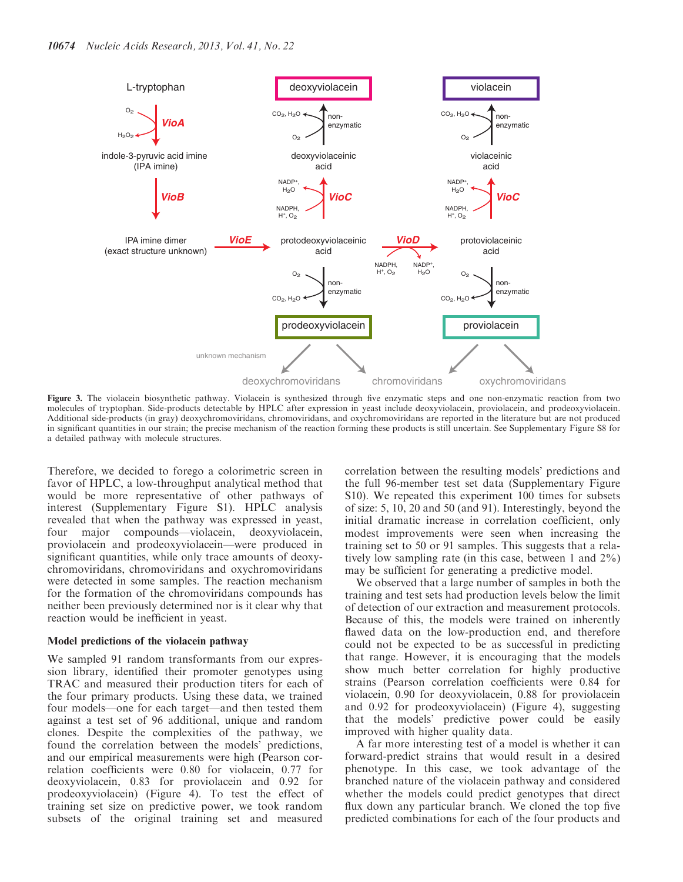Figure 3. The violacein biosynthetic pathway. Violacein is synthesized through five enzymatic steps and one non-enzymatic reaction from two molecules of tryptophan. Side-products detectable by HPLC after expression in yeast include deoxyviolacein, proviolacein, and prodeoxyviolacein. Additional side-products (in gray) deoxychromoviridans, chromoviridans, and oxychromoviridans are reported in the literature but are not produced in significant quantities in our strain; the precise mechanism of the reaction forming these products is still uncertain. See Supplementary Figure S8 for a detailed pathway with molecule structures.

Therefore, we decided to forego a colorimetric screen in favor of HPLC, a low-throughput analytical method that would be more representative of other pathways of interest (Supplementary Figure S1). HPLC analysis revealed that when the pathway was expressed in yeast, four major compounds—violacein, deoxyviolacein, proviolacein and prodeoxyviolacein—were produced in significant quantities, while only trace amounts of deoxychromoviridans, chromoviridans and oxychromoviridans were detected in some samples. The reaction mechanism for the formation of the chromoviridans compounds has neither been previously determined nor is it clear why that reaction would be inefficient in yeast.

### Model predictions of the violacein pathway

We sampled 91 random transformants from our expression library, identified their promoter genotypes using TRAC and measured their production titers for each of the four primary products. Using these data, we trained four models—one for each target—and then tested them against a test set of 96 additional, unique and random clones. Despite the complexities of the pathway, we found the correlation between the models' predictions, and our empirical measurements were high (Pearson correlation coefficients were 0.80 for violacein, 0.77 for deoxyviolacein, 0.83 for proviolacein and 0.92 for prodeoxyviolacein) (Figure 4). To test the effect of training set size on predictive power, we took random subsets of the original training set and measured correlation between the resulting models' predictions and the full 96-member test set data (Supplementary Figure S10). We repeated this experiment 100 times for subsets of size: 5, 10, 20 and 50 (and 91). Interestingly, beyond the initial dramatic increase in correlation coefficient, only modest improvements were seen when increasing the training set to 50 or 91 samples. This suggests that a relatively low sampling rate (in this case, between 1 and 2%) may be sufficient for generating a predictive model.

We observed that a large number of samples in both the training and test sets had production levels below the limit of detection of our extraction and measurement protocols. Because of this, the models were trained on inherently flawed data on the low-production end, and therefore could not be expected to be as successful in predicting that range. However, it is encouraging that the models show much better correlation for highly productive strains (Pearson correlation coefficients were 0.84 for violacein, 0.90 for deoxyviolacein, 0.88 for proviolacein and 0.92 for prodeoxyviolacein) (Figure 4), suggesting that the models' predictive power could be easily improved with higher quality data.

A far more interesting test of a model is whether it can forward-predict strains that would result in a desired phenotype. In this case, we took advantage of the branched nature of the violacein pathway and considered whether the models could predict genotypes that direct flux down any particular branch. We cloned the top five predicted combinations for each of the four products and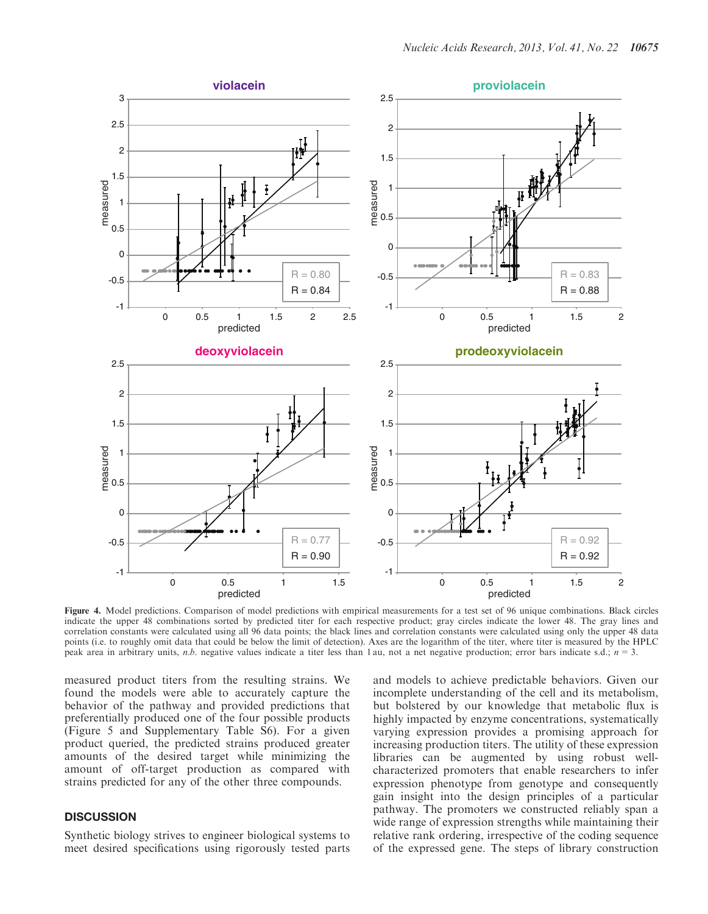**Figure 4.** Model predictions. Comparison of model predictions with empirical measurements for a test set of 96 unique combinations. Black circles indicate the upper 48 combinations sorted by predicted titer for each respective product; gray circles indicate the lower 48. The gray lines and correlation constants were calculated using all 96 data points; the black lines and correlation constants were calculated using only the upper 48 data points (i.e. to roughly omit data that could be below the limit of detection). Axes are the logarithm of the titer, where titer is measured by the HPLC peak area in arbitrary units, *n.b.* negative values indicate a titer less than 1 au, not a net negative production; error bars indicate s.d.; $n = 3$.

measured product titers from the resulting strains. We found the models were able to accurately capture the behavior of the pathway and provided predictions that preferentially produced one of the four possible products (Figure 5 and Supplementary Table S6). For a given product queried, the predicted strains produced greater amounts of the desired target while minimizing the amount of off-target production as compared with strains predicted for any of the other three compounds.

## DISCUSSION

Synthetic biology strives to engineer biological systems to meet desired specifications using rigorously tested parts and models to achieve predictable behaviors. Given our incomplete understanding of the cell and its metabolism, but bolstered by our knowledge that metabolic flux is highly impacted by enzyme concentrations, systematically varying expression provides a promising approach for increasing production titers. The utility of these expression libraries can be augmented by using robust well-characterized promoters that enable researchers to infer expression phenotype from genotype and consequently gain insight into the design principles of a particular pathway. The promoters we constructed reliably span a wide range of expression strengths while maintaining their relative rank ordering, irrespective of the coding sequence of the expressed gene. The steps of library construction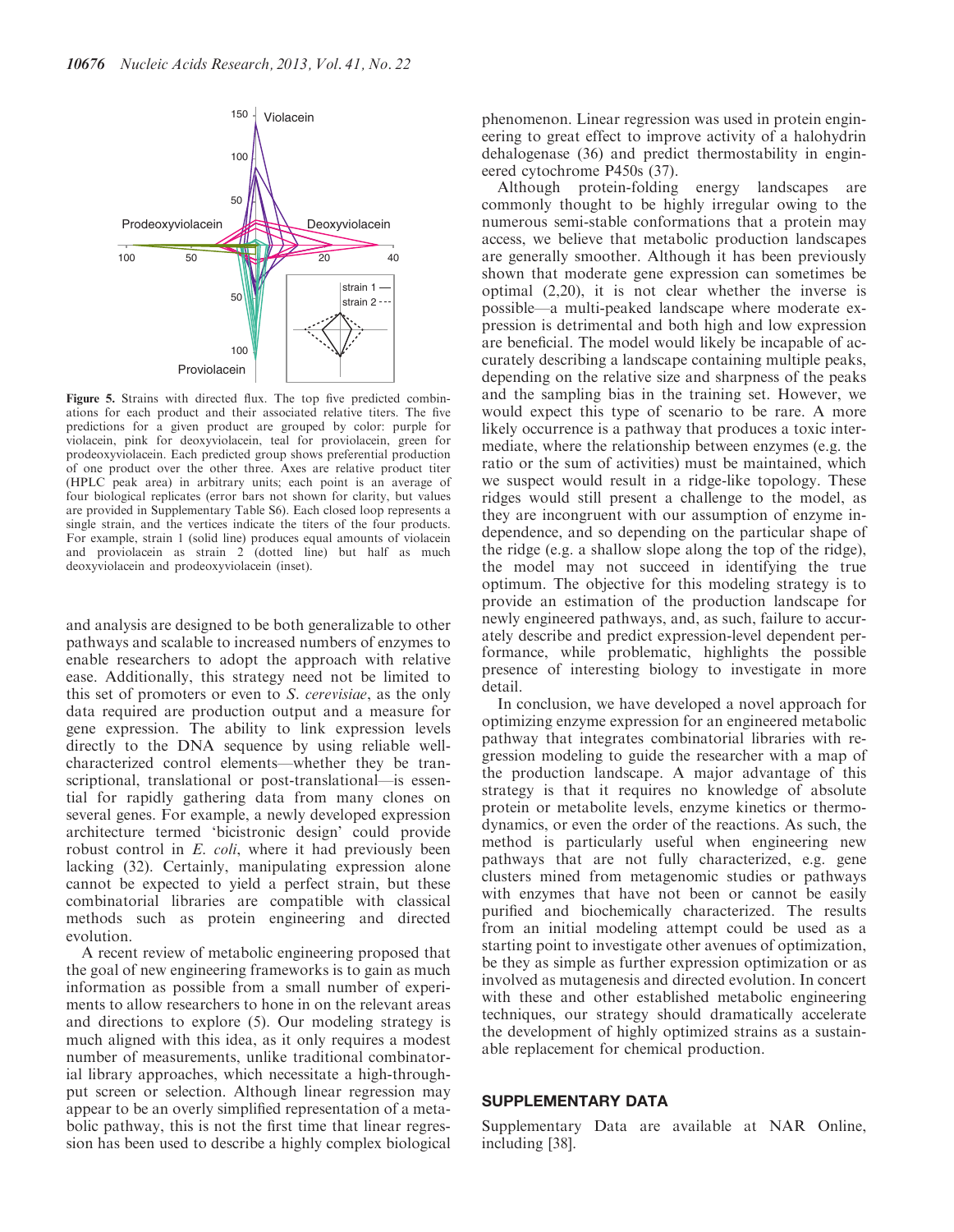**Figure 5.** Strains with directed flux. The top five predicted combinations for each product and their associated relative titers. The five predictions for a given product are grouped by color: purple for violacein, pink for deoxyviolacein, teal for proviolacein, green for prodeoxyviolacein. Each predicted group shows preferential production of one product over the other three. Axes are relative product titer (HPLC peak area) in arbitrary units; each point is an average of four biological replicates (error bars not shown for clarity, but values are provided in Supplementary Table S6). Each closed loop represents a single strain, and the vertices indicate the titers of the four products. For example, strain 1 (solid line) produces equal amounts of violacein and proviolacein as strain 2 (dotted line) but half as much deoxyviolacein and prodeoxyviolacein (inset).

and analysis are designed to be both generalizable to other pathways and scalable to increased numbers of enzymes to enable researchers to adopt the approach with relative ease. Additionally, this strategy need not be limited to this set of promoters or even to *S. cerevisiae*, as the only data required are production output and a measure for gene expression. The ability to link expression levels directly to the DNA sequence by using reliable well-characterized control elements—whether they be transcriptional, translational or post-translational—is essential for rapidly gathering data from many clones on several genes. For example, a newly developed expression architecture termed 'bicistronic design' could provide robust control in *E. coli*, where it had previously been lacking (32). Certainly, manipulating expression alone cannot be expected to yield a perfect strain, but these combinatorial libraries are compatible with classical methods such as protein engineering and directed evolution.

A recent review of metabolic engineering proposed that the goal of new engineering frameworks is to gain as much information as possible from a small number of experiments to allow researchers to hone in on the relevant areas and directions to explore (5). Our modeling strategy is much aligned with this idea, as it only requires a modest number of measurements, unlike traditional combinatorial library approaches, which necessitate a high-throughput screen or selection. Although linear regression may appear to be an overly simplified representation of a metabolic pathway, this is not the first time that linear regression has been used to describe a highly complex biological phenomenon. Linear regression was used in protein engineering to great effect to improve activity of a halohydrin dehalogenase (36) and predict thermostability in engineered cytochrome P450s (37).

Although protein-folding energy landscapes are commonly thought to be highly irregular owing to the numerous semi-stable conformations that a protein may access, we believe that metabolic production landscapes are generally smoother. Although it has been previously shown that moderate gene expression can sometimes be optimal (2,20), it is not clear whether the inverse is possible—a multi-peaked landscape where moderate expression is detrimental and both high and low expression are beneficial. The model would likely be incapable of accurately describing a landscape containing multiple peaks, depending on the relative size and sharpness of the peaks and the sampling bias in the training set. However, we would expect this type of scenario to be rare. A more likely occurrence is a pathway that produces a toxic intermediate, where the relationship between enzymes (e.g. the ratio or the sum of activities) must be maintained, which we suspect would result in a ridge-like topology. These ridges would still present a challenge to the model, as they are incongruent with our assumption of enzyme independence, and so depending on the particular shape of the ridge (e.g. a shallow slope along the top of the ridge), the model may not succeed in identifying the true optimum. The objective for this modeling strategy is to provide an estimation of the production landscape for newly engineered pathways, and, as such, failure to accurately describe and predict expression-level dependent performance, while problematic, highlights the possible presence of interesting biology to investigate in more detail.

In conclusion, we have developed a novel approach for optimizing enzyme expression for an engineered metabolic pathway that integrates combinatorial libraries with regression modeling to guide the researcher with a map of the production landscape. A major advantage of this strategy is that it requires no knowledge of absolute protein or metabolite levels, enzyme kinetics or thermodynamics, or even the order of the reactions. As such, the method is particularly useful when engineering new pathways that are not fully characterized, e.g. gene clusters mined from metagenomic studies or pathways with enzymes that have not been or cannot be easily purified and biochemically characterized. The results from an initial modeling attempt could be used as a starting point to investigate other avenues of optimization, be they as simple as further expression optimization or as involved as mutagenesis and directed evolution. In concert with these and other established metabolic engineering techniques, our strategy should dramatically accelerate the development of highly optimized strains as a sustainable replacement for chemical production.

## SUPPLEMENTARY DATA

Supplementary Data are available at NAR Online, including [38].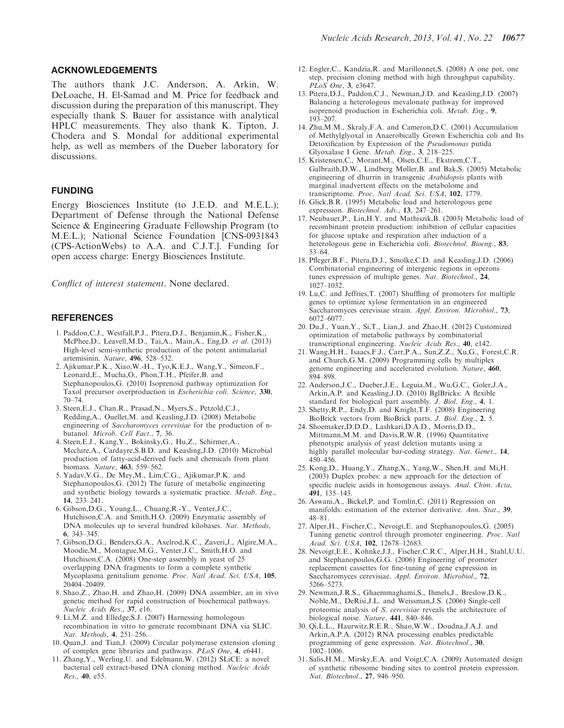## ACKNOWLEDGEMENTS

The authors thank J.C. Anderson, A. Arkin, W. DeLoache, H. El-Samad and M. Price for feedback and discussion during the preparation of this manuscript. They especially thank S. Bauer for assistance with analytical HPLC measurements. They also thank K. Tipton, J. Chodera and S. Mondal for additional experimental help, as well as members of the Dueber laboratory for discussions.

## FUNDING

Energy Biosciences Institute (to J.E.D. and M.E.L.); Department of Defense through the National Defense Science & Engineering Graduate Fellowship Program (to M.E.L.); National Science Foundation [CNS-0931843 (CPS-ActionWebs) to A.A. and C.J.T.]. Funding for open access charge: Energy Biosciences Institute.

*Conflict of interest statement*. None declared.

## REFERENCES

1. Paddon,C.J., Westfall,P.J., Pitera,D.J., Benjamin,K., Fisher,K., McPhee,D., Leavell,M.D., Tai,A., Main,A., Eng,D. *et al.* (2013) High-level semi-synthetic production of the potent antimalarial artemisinin. *Nature*, **496**, 528–532.
2. Ajikumar,P.K., Xiao,W.-H., Tyo,K.E.J., Wang,Y., Simeon,F., Leonard,E., Mucha,O., Phon,T.H., Pfeifer,B. and Stephanopoulos,G. (2010) Isoprenoid pathway optimization for Taxol precursor overproduction in *Escherichia coli*. *Science*, **330**, 70–74.
3. Steen,E.J., Chan,R., Prasad,N., Myers,S., Petzold,C.J., Redding,A., Ouellet,M. and Keasling,J.D. (2008) Metabolic engineering of *Saccharomyces cerevisiae* for the production of n-butanol. *Microb. Cell Fact*., **7**, 36.
4. Steen,E.J., Kang,Y., Bokinsky,G., Hu,Z., Schirmer,A., Mcclure,A., Cardayre,S.B.D. and Keasling,J.D. (2010) Microbial production of fatty-acid-derived fuels and chemicals from plant biomass. *Nature*, **463**, 559–562.
5. Yadav,V.G., De Mey,M., Lim,C.G., Ajikumar,P.K. and Stephanopoulos,G. (2012) The future of metabolic engineering and synthetic biology towards a systematic practice. *Metab. Eng*., **14**, 233–241.
6. Gibson,D.G., Young,L., Chuang,R.-Y., Venter,J.C., Hutchison,C.A. and Smith,H.O. (2009) Enzymatic assembly of DNA molecules up to several hundred kilobases. *Nat. Methods*, **6**, 343–345.
7. Gibson,D.G., Benders,G.A., Axelrod,K.C., Zaveri,J., Algire,M.A., Moodie,M., Montague,M.G., Venter,J.C., Smith,H.O. and Hutchison,C.A. (2008) One-step assembly in yeast of 25 overlapping DNA fragments to form a complete synthetic Mycoplasma genitalium genome. *Proc. Natl Acad. Sci. USA*, **105**, 20404–20409.
8. Shao,Z., Zhao,H. and Zhao,H. (2009) DNA assembler, an in vivo genetic method for rapid construction of biochemical pathways. *Nucleic Acids Res*., **37**, e16.
9. Li,M.Z. and Elledge,S.J. (2007) Harnessing homologous recombination in vitro to generate recombinant DNA via SLIC. *Nat. Methods*, **4**, 251–256.
10. Quan,J. and Tian,J. (2009) Circular polymerase extension cloning of complex gene libraries and pathways. *PLoS One*, **4**, e6441.
11. Zhang,Y., Werling,U. and Edelmann,W. (2012) SLiCE: a novel bacterial cell extract-based DNA cloning method. *Nucleic Acids Res*., **40**, e55.
12. Engler,C., Kandzia,R. and Marillonnet,S. (2008) A one pot, one step, precision cloning method with high throughput capability. *PLoS One*, **3**, e3647.
13. Pitera,D.J., Paddon,C.J., Newman,J.D. and Keasling,J.D. (2007) Balancing a heterologous mevalonate pathway for improved isoprenoid production in Escherichia coli. *Metab. Eng*., **9**, 193–207.
14. Zhu,M.M., Skraly,F.A. and Cameron,D.C. (2001) Accumulation of Methylglyoxal in Anaerobically Grown Escherichia coli and Its Detoxification by Expression of the *Pseudomonas* putida Glyoxalase I Gene. *Metab. Eng*., **3**, 218–225.
15. Kristensen,C., Morant,M., Olsen,C.E., Ekstrøm,C.T., Galbraith,D.W., Lindberg Møller,B. and Bak,S. (2005) Metabolic engineering of dhurrin in transgenic *Arabidopsis* plants with marginal inadvertent effects on the metabolome and transcriptome. *Proc. Natl Acad. Sci. USA*, **102**, 1779.
16. Glick,B.R. (1995) Metabolic load and heterologous gene expression. *Biotechnol. Adv*., **13**, 247–261.
17. Neubauer,P., Lin,H.Y. and Mathiszik,B. (2003) Metabolic load of recombinant protein production: inhibition of cellular capacities for glucose uptake and respiration after induction of a heterologous gene in Escherichia coli. *Biotechnol. Bioeng*., **83**, 53–64.
18. Pfleger,B.F., Pitera,D.J., Smolke,C.D. and Keasling,J.D. (2006) Combinatorial engineering of intergenic regions in operons tunes expression of multiple genes. *Nat. Biotechnol*., **24**, 1027–1032.
19. Lu,C. and Jeffries,T. (2007) Shuffling of promoters for multiple genes to optimize xylose fermentation in an engineered Saccharomyces cerevisiae strain. *Appl. Environ. Microbiol*., **73**, 6072–6077.
20. Du,J., Yuan,Y., Si,T., Lian,J. and Zhao,H. (2012) Customized optimization of metabolic pathways by combinatorial transcriptional engineering. *Nucleic Acids Res*., **40**, e142.
21. Wang,H.H., Isaacs,F.J., Carr,P.A., Sun,Z.Z., Xu,G., Forest,C.R. and Church,G.M. (2009) Programming cells by multiplex genome engineering and accelerated evolution. *Nature*, **460**, 894–898.
22. Anderson,J.C., Dueber,J.E., Leguia,M., Wu,G.C., Goler,J.A., Arkin,A.P. and Keasling,J.D. (2010) BglBricks: A flexible standard for biological part assembly. *J. Biol. Eng*., **4**, 1.
23. Shetty,R.P., Endy,D. and Knight,T.F. (2008) Engineering BioBrick vectors from BioBrick parts. *J. Biol. Eng*., **2**, 5.
24. Shoemaker,D.D.D., Lashkari,D.A.D., Morris,D.D., Mittmann,M.M. and Davis,R.W.R. (1996) Quantitative phenotypic analysis of yeast deletion mutants using a highly parallel molecular bar-coding strategy. *Nat. Genet*., **14**, 450–456.
25. Kong,D., Huang,Y., Zhang,X., Yang,W., Shen,H. and Mi,H. (2003) Duplex probes: a new approach for the detection of specific nucleic acids in homogenous assays. *Anal. Chim. Acta*, **491**, 135–143.
26. Aswani,A., Bickel,P. and Tomlin,C. (2011) Regression on manifolds: estimation of the exterior derivative. *Ann. Stat*., **39**, 48–81.
27. Alper,H., Fischer,C., Nevoigt,E. and Stephanopoulos,G. (2005) Tuning genetic control through promoter engineering. *Proc. Natl Acad. Sci. USA*, **102**, 12678–12683.
28. Nevoigt,E.E., Kohnke,J.J., Fischer,C.R.C., Alper,H.H., Stahl,U.U. and Stephanopoulos,G.G. (2006) Engineering of promoter replacement cassettes for fine-tuning of gene expression in Saccharomyces cerevisiae. *Appl. Environ. Microbiol*., **72**, 5266–5273.
29. Newman,J.R.S., Ghaemmaghami,S., Ihmels,J., Breslow,D.K., Noble,M., DeRisi,J.L. and Weissman,J.S. (2006) Single-cell proteomic analysis of *S. cerevisiae* reveals the architecture of biological noise. *Nature*, **441**, 840–846.
30. Qi,L.L., Haurwitz,R.E.R., Shao,W.W., Doudna,J.A.J. and Arkin,A.P.A. (2012) RNA processing enables predictable programming of gene expression. *Nat. Biotechnol*., **30**, 1002–1006.
31. Salis,H.M., Mirsky,E.A. and Voigt,C.A. (2009) Automated design of synthetic ribosome binding sites to control protein expression. *Nat. Biotechnol*., **27**, 946–950.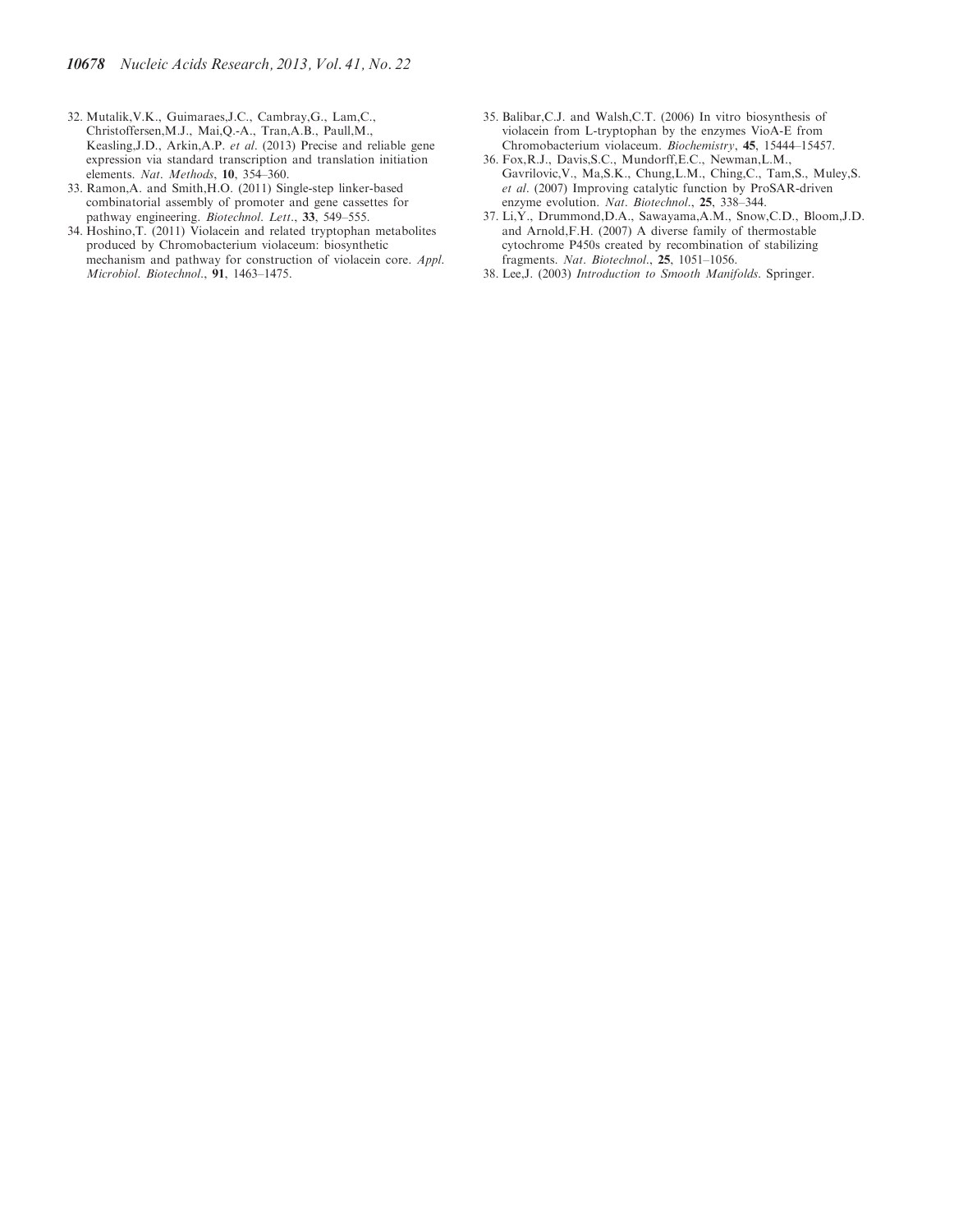32. Mutalik,V.K., Guimaraes,J.C., Cambray,G., Lam,C., Christoffersen,M.J., Mai,Q.-A., Tran,A.B., Paull,M., Keasling,J.D., Arkin,A.P. *et al*. (2013) Precise and reliable gene expression via standard transcription and translation initiation elements. *Nat. Methods*, **10**, 354–360.
33. Ramon,A. and Smith,H.O. (2011) Single-step linker-based combinatorial assembly of promoter and gene cassettes for pathway engineering. *Biotechnol. Lett*., **33**, 549–555.
34. Hoshino,T. (2011) Violacein and related tryptophan metabolites produced by Chromobacterium violaceum: biosynthetic mechanism and pathway for construction of violacein core. *Appl. Microbiol. Biotechnol*., **91**, 1463–1475.
35. Balibar,C.J. and Walsh,C.T. (2006) In vitro biosynthesis of violacein from L-tryptophan by the enzymes VioA-E from Chromobacterium violaceum. *Biochemistry*, **45**, 15444–15457.
36. Fox,R.J., Davis,S.C., Mundorff,E.C., Newman,L.M., Gavrilovic,V., Ma,S.K., Chung,L.M., Ching,C., Tam,S., Muley,S. *et al*. (2007) Improving catalytic function by ProSAR-driven enzyme evolution. *Nat. Biotechnol*., **25**, 338–344.
37. Li,Y., Drummond,D.A., Sawayama,A.M., Snow,C.D., Bloom,J.D. and Arnold,F.H. (2007) A diverse family of thermostable cytochrome P450s created by recombination of stabilizing fragments. *Nat. Biotechnol*., **25**, 1051–1056.
38. Lee,J. (2003) *Introduction to Smooth Manifolds*. Springer.